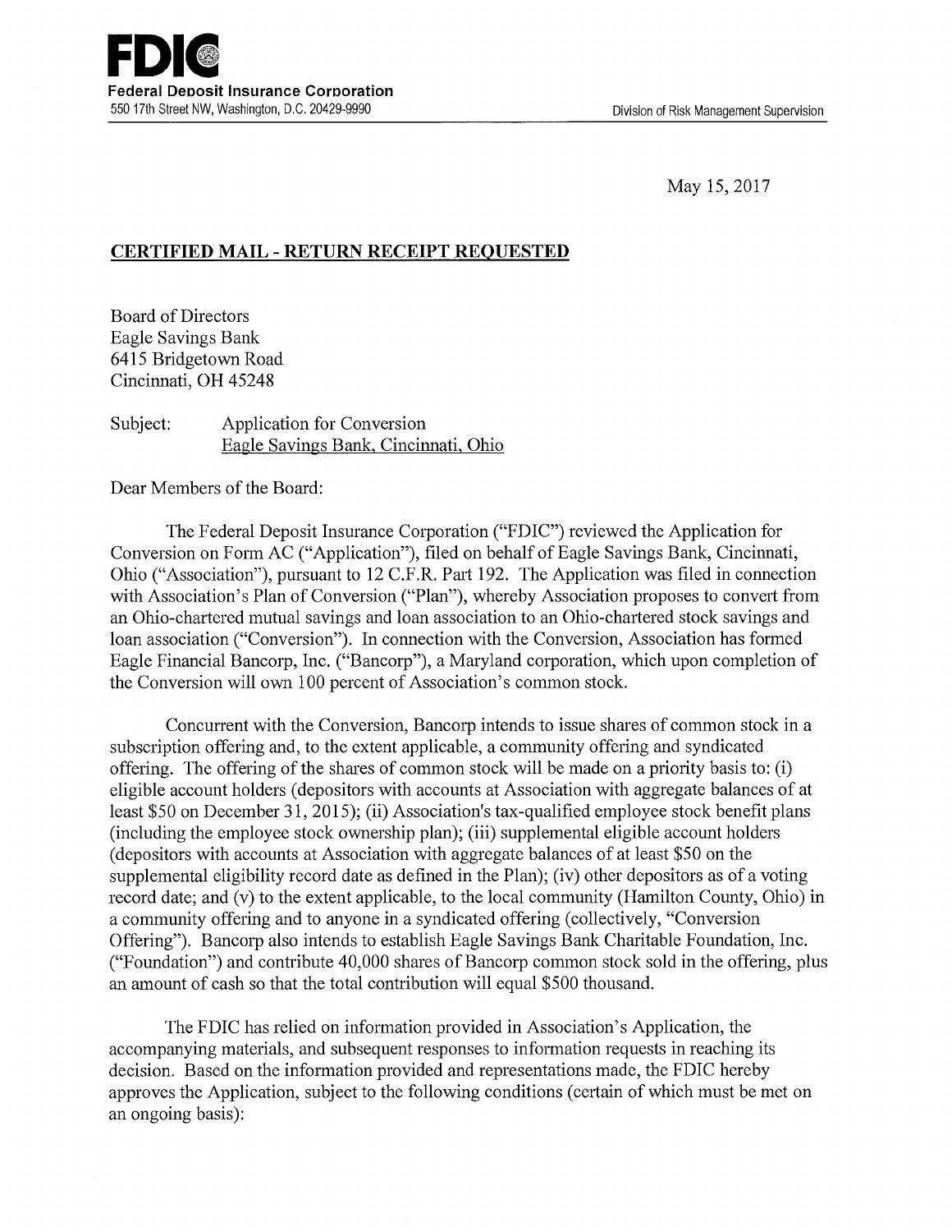**FDIC**
**Federal Deposit Insurance Corporation**
550 17th Street NW, Washington, D.C. 20429-9990

Division of Risk Management Supervision

May 15, 2017

**CERTIFIED MAIL - RETURN RECEIPT REQUESTED**

Board of Directors
Eagle Savings Bank
6415 Bridgetown Road
Cincinnati, OH 45248

Subject: Application for Conversion
Eagle Savings Bank, Cincinnati, Ohio

Dear Members of the Board:

The Federal Deposit Insurance Corporation ("FDIC") reviewed the Application for Conversion on Form AC ("Application"), filed on behalf of Eagle Savings Bank, Cincinnati, Ohio ("Association"), pursuant to 12 C.F.R. Part 192. The Application was filed in connection with Association's Plan of Conversion ("Plan"), whereby Association proposes to convert from an Ohio-chartered mutual savings and loan association to an Ohio-chartered stock savings and loan association ("Conversion"). In connection with the Conversion, Association has formed Eagle Financial Bancorp, Inc. ("Bancorp"), a Maryland corporation, which upon completion of the Conversion will own 100 percent of Association's common stock.

Concurrent with the Conversion, Bancorp intends to issue shares of common stock in a subscription offering and, to the extent applicable, a community offering and syndicated offering. The offering of the shares of common stock will be made on a priority basis to: (i) eligible account holders (depositors with accounts at Association with aggregate balances of at least $50 on December 31, 2015); (ii) Association's tax-qualified employee stock benefit plans (including the employee stock ownership plan); (iii) supplemental eligible account holders (depositors with accounts at Association with aggregate balances of at least $50 on the supplemental eligibility record date as defined in the Plan); (iv) other depositors as of a voting record date; and (v) to the extent applicable, to the local community (Hamilton County, Ohio) in a community offering and to anyone in a syndicated offering (collectively, "Conversion Offering"). Bancorp also intends to establish Eagle Savings Bank Charitable Foundation, Inc. ("Foundation") and contribute 40,000 shares of Bancorp common stock sold in the offering, plus an amount of cash so that the total contribution will equal $500 thousand.

The FDIC has relied on information provided in Association's Application, the accompanying materials, and subsequent responses to information requests in reaching its decision. Based on the information provided and representations made, the FDIC hereby approves the Application, subject to the following conditions (certain of which must be met on an ongoing basis):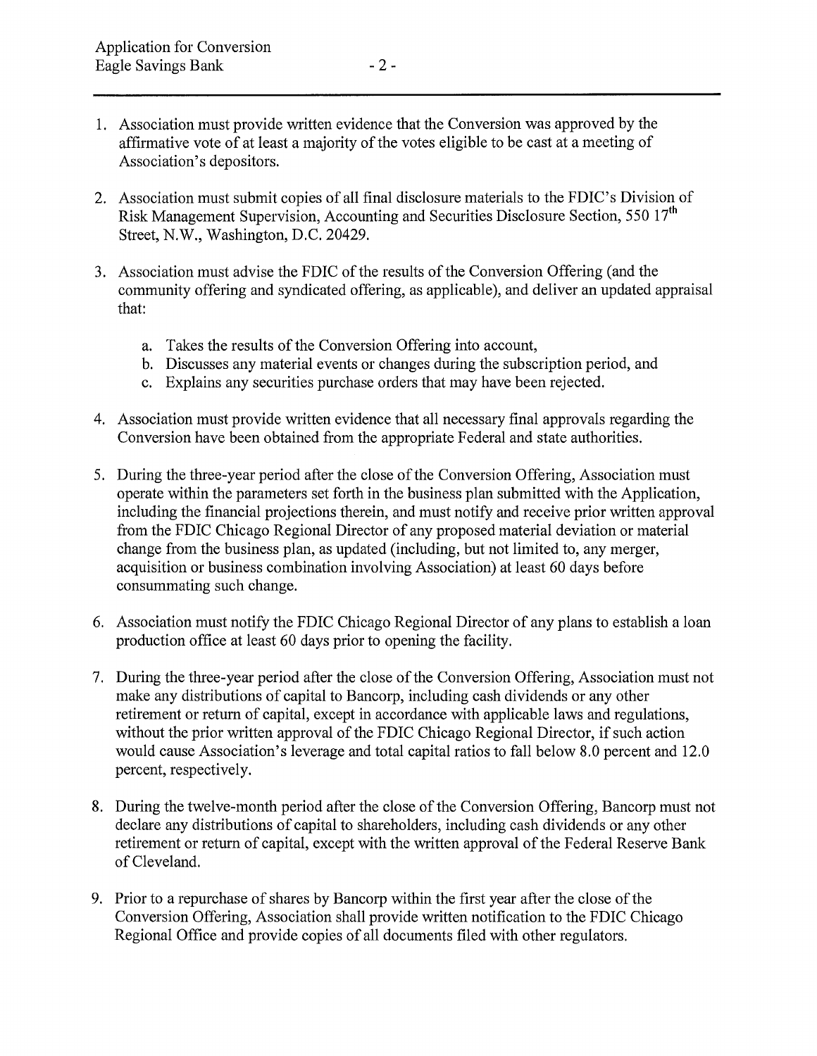1. Association must provide written evidence that the Conversion was approved by the affirmative vote of at least a majority of the votes eligible to be cast at a meeting of Association's depositors.

2. Association must submit copies of all final disclosure materials to the FDIC's Division of Risk Management Supervision, Accounting and Securities Disclosure Section, 550 17th Street, N.W., Washington, D.C. 20429.

3. Association must advise the FDIC of the results of the Conversion Offering (and the community offering and syndicated offering, as applicable), and deliver an updated appraisal that:

    a. Takes the results of the Conversion Offering into account,
    b. Discusses any material events or changes during the subscription period, and
    c. Explains any securities purchase orders that may have been rejected.

4. Association must provide written evidence that all necessary final approvals regarding the Conversion have been obtained from the appropriate Federal and state authorities.

5. During the three-year period after the close of the Conversion Offering, Association must operate within the parameters set forth in the business plan submitted with the Application, including the financial projections therein, and must notify and receive prior written approval from the FDIC Chicago Regional Director of any proposed material deviation or material change from the business plan, as updated (including, but not limited to, any merger, acquisition or business combination involving Association) at least 60 days before consummating such change.

6. Association must notify the FDIC Chicago Regional Director of any plans to establish a loan production office at least 60 days prior to opening the facility.

7. During the three-year period after the close of the Conversion Offering, Association must not make any distributions of capital to Bancorp, including cash dividends or any other retirement or return of capital, except in accordance with applicable laws and regulations, without the prior written approval of the FDIC Chicago Regional Director, if such action would cause Association's leverage and total capital ratios to fall below 8.0 percent and 12.0 percent, respectively.

8. During the twelve-month period after the close of the Conversion Offering, Bancorp must not declare any distributions of capital to shareholders, including cash dividends or any other retirement or return of capital, except with the written approval of the Federal Reserve Bank of Cleveland.

9. Prior to a repurchase of shares by Bancorp within the first year after the close of the Conversion Offering, Association shall provide written notification to the FDIC Chicago Regional Office and provide copies of all documents filed with other regulators.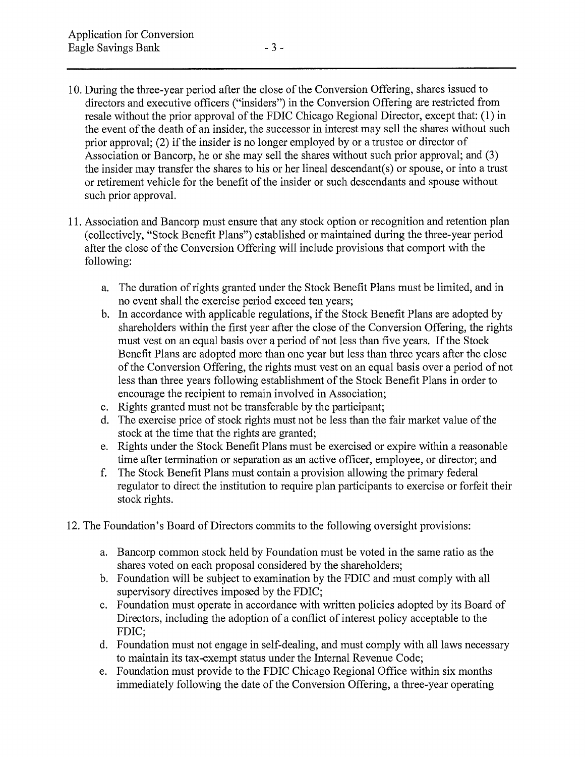10. During the three-year period after the close of the Conversion Offering, shares issued to directors and executive officers ("insiders") in the Conversion Offering are restricted from resale without the prior approval of the FDIC Chicago Regional Director, except that: (1) in the event of the death of an insider, the successor in interest may sell the shares without such prior approval; (2) if the insider is no longer employed by or a trustee or director of Association or Bancorp, he or she may sell the shares without such prior approval; and (3) the insider may transfer the shares to his or her lineal descendant(s) or spouse, or into a trust or retirement vehicle for the benefit of the insider or such descendants and spouse without such prior approval.

11. Association and Bancorp must ensure that any stock option or recognition and retention plan (collectively, "Stock Benefit Plans") established or maintained during the three-year period after the close of the Conversion Offering will include provisions that comport with the following:

    a. The duration of rights granted under the Stock Benefit Plans must be limited, and in no event shall the exercise period exceed ten years;
    b. In accordance with applicable regulations, if the Stock Benefit Plans are adopted by shareholders within the first year after the close of the Conversion Offering, the rights must vest on an equal basis over a period of not less than five years. If the Stock Benefit Plans are adopted more than one year but less than three years after the close of the Conversion Offering, the rights must vest on an equal basis over a period of not less than three years following establishment of the Stock Benefit Plans in order to encourage the recipient to remain involved in Association;
    c. Rights granted must not be transferable by the participant;
    d. The exercise price of stock rights must not be less than the fair market value of the stock at the time that the rights are granted;
    e. Rights under the Stock Benefit Plans must be exercised or expire within a reasonable time after termination or separation as an active officer, employee, or director; and
    f. The Stock Benefit Plans must contain a provision allowing the primary federal regulator to direct the institution to require plan participants to exercise or forfeit their stock rights.

12. The Foundation's Board of Directors commits to the following oversight provisions:

    a. Bancorp common stock held by Foundation must be voted in the same ratio as the shares voted on each proposal considered by the shareholders;
    b. Foundation will be subject to examination by the FDIC and must comply with all supervisory directives imposed by the FDIC;
    c. Foundation must operate in accordance with written policies adopted by its Board of Directors, including the adoption of a conflict of interest policy acceptable to the FDIC;
    d. Foundation must not engage in self-dealing, and must comply with all laws necessary to maintain its tax-exempt status under the Internal Revenue Code;
    e. Foundation must provide to the FDIC Chicago Regional Office within six months immediately following the date of the Conversion Offering, a three-year operating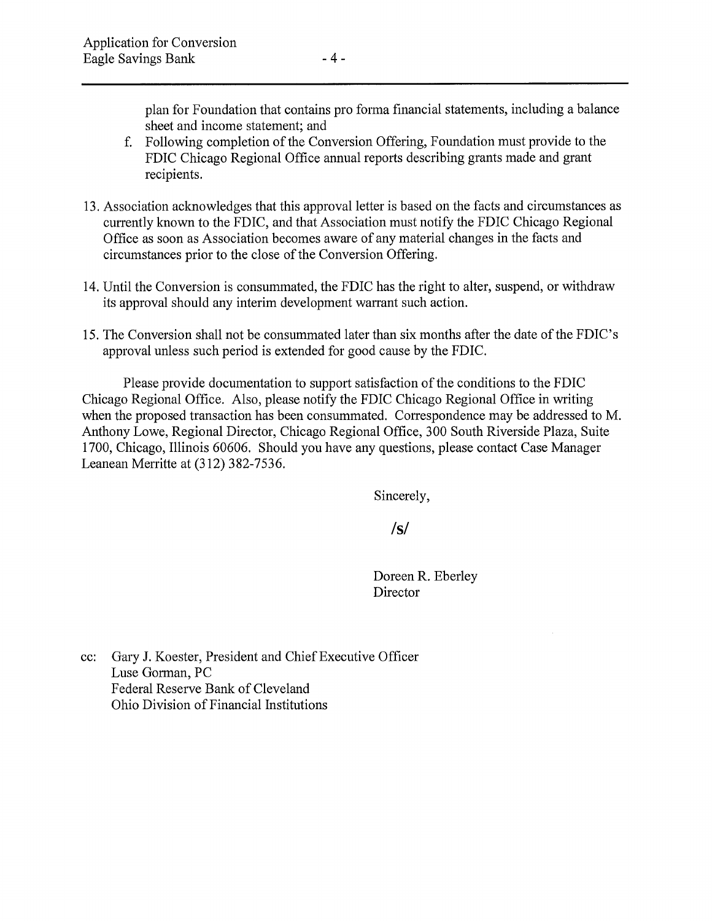plan for Foundation that contains pro forma financial statements, including a balance sheet and income statement; and

f. Following completion of the Conversion Offering, Foundation must provide to the FDIC Chicago Regional Office annual reports describing grants made and grant recipients.

13. Association acknowledges that this approval letter is based on the facts and circumstances as currently known to the FDIC, and that Association must notify the FDIC Chicago Regional Office as soon as Association becomes aware of any material changes in the facts and circumstances prior to the close of the Conversion Offering.

14. Until the Conversion is consummated, the FDIC has the right to alter, suspend, or withdraw its approval should any interim development warrant such action.

15. The Conversion shall not be consummated later than six months after the date of the FDIC's approval unless such period is extended for good cause by the FDIC.

Please provide documentation to support satisfaction of the conditions to the FDIC Chicago Regional Office. Also, please notify the FDIC Chicago Regional Office in writing when the proposed transaction has been consummated. Correspondence may be addressed to M. Anthony Lowe, Regional Director, Chicago Regional Office, 300 South Riverside Plaza, Suite 1700, Chicago, Illinois 60606. Should you have any questions, please contact Case Manager Leanean Merritte at (312) 382-7536.

Sincerely,

/s/

Doreen R. Eberley
Director

cc: Gary J. Koester, President and Chief Executive Officer
Luse Gorman, PC
Federal Reserve Bank of Cleveland
Ohio Division of Financial Institutions